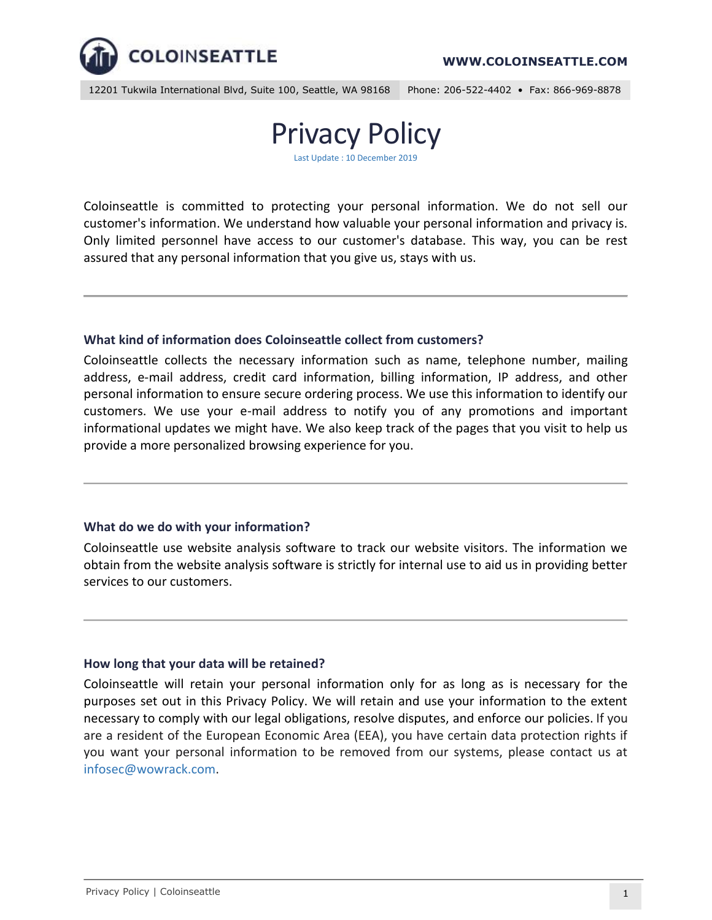COLOINSEATTLE

WWW.COLOINSEATTLE.COM

12201 Tukwila International Blvd, Suite 100, Seattle, WA 98168 Phone: 206-522-4402 • Fax: 866-969-8878

# Privacy Policy

Last Update : 10 December 2019

Coloinseattle is committed to protecting your personal information. We do not sell our customer's information. We understand how valuable your personal information and privacy is. Only limited personnel have access to our customer's database. This way, you can be rest assured that any personal information that you give us, stays with us.

---

### What kind of information does Coloinseattle collect from customers?

Coloinseattle collects the necessary information such as name, telephone number, mailing address, e-mail address, credit card information, billing information, IP address, and other personal information to ensure secure ordering process. We use this information to identify our customers. We use your e-mail address to notify you of any promotions and important informational updates we might have. We also keep track of the pages that you visit to help us provide a more personalized browsing experience for you.

---

### What do we do with your information?

Coloinseattle use website analysis software to track our website visitors. The information we obtain from the website analysis software is strictly for internal use to aid us in providing better services to our customers.

---

### How long that your data will be retained?

Coloinseattle will retain your personal information only for as long as is necessary for the purposes set out in this Privacy Policy. We will retain and use your information to the extent necessary to comply with our legal obligations, resolve disputes, and enforce our policies. If you are a resident of the European Economic Area (EEA), you have certain data protection rights if you want your personal information to be removed from our systems, please contact us at infosec@wowrack.com.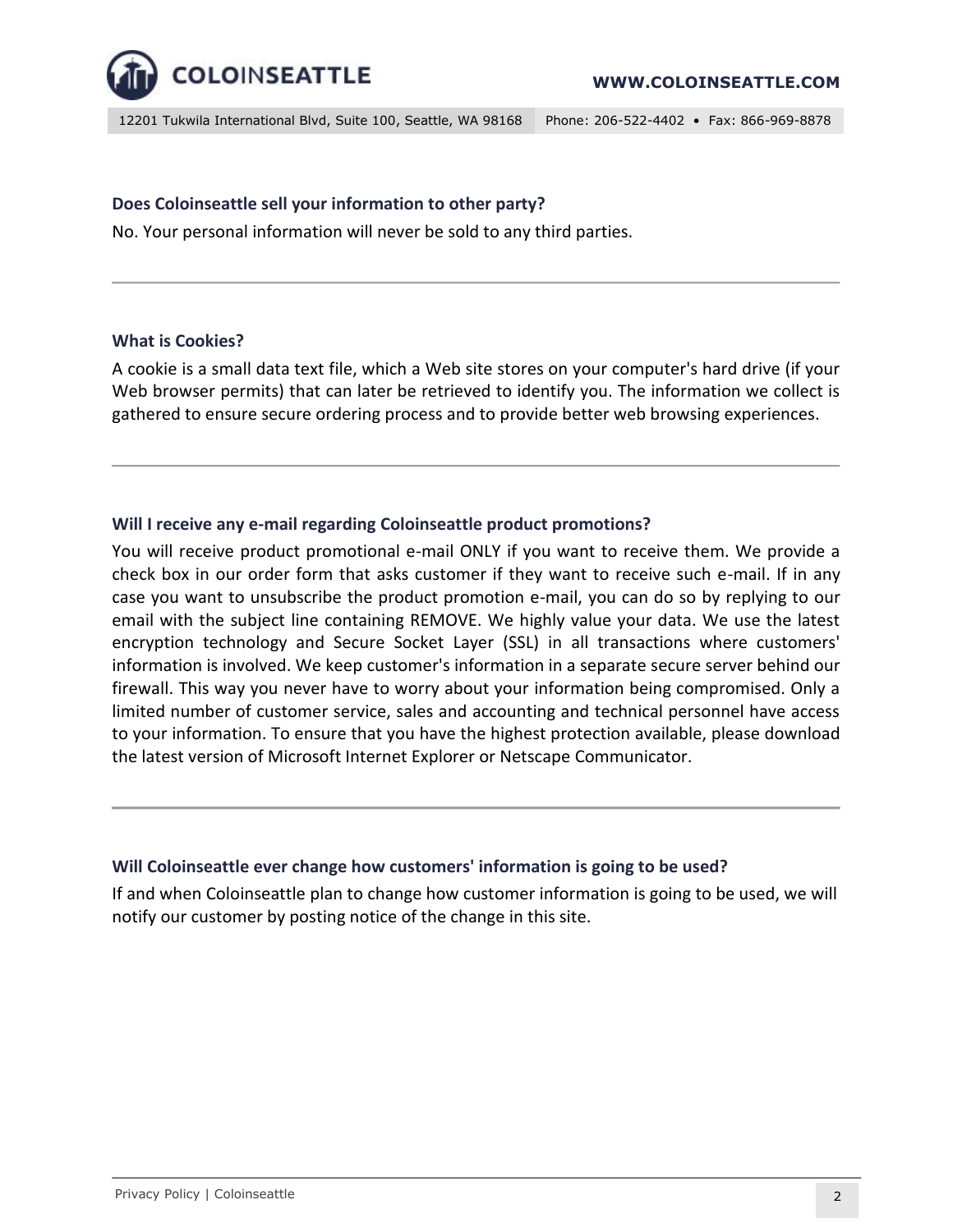### Does Coloinseattle sell your information to other party?

No. Your personal information will never be sold to any third parties.

---

### What is Cookies?

A cookie is a small data text file, which a Web site stores on your computer's hard drive (if your Web browser permits) that can later be retrieved to identify you. The information we collect is gathered to ensure secure ordering process and to provide better web browsing experiences.

---

### Will I receive any e-mail regarding Coloinseattle product promotions?

You will receive product promotional e-mail ONLY if you want to receive them. We provide a check box in our order form that asks customer if they want to receive such e-mail. If in any case you want to unsubscribe the product promotion e-mail, you can do so by replying to our email with the subject line containing REMOVE. We highly value your data. We use the latest encryption technology and Secure Socket Layer (SSL) in all transactions where customers' information is involved. We keep customer's information in a separate secure server behind our firewall. This way you never have to worry about your information being compromised. Only a limited number of customer service, sales and accounting and technical personnel have access to your information. To ensure that you have the highest protection available, please download the latest version of Microsoft Internet Explorer or Netscape Communicator.

---

### Will Coloinseattle ever change how customers' information is going to be used?

If and when Coloinseattle plan to change how customer information is going to be used, we will notify our customer by posting notice of the change in this site.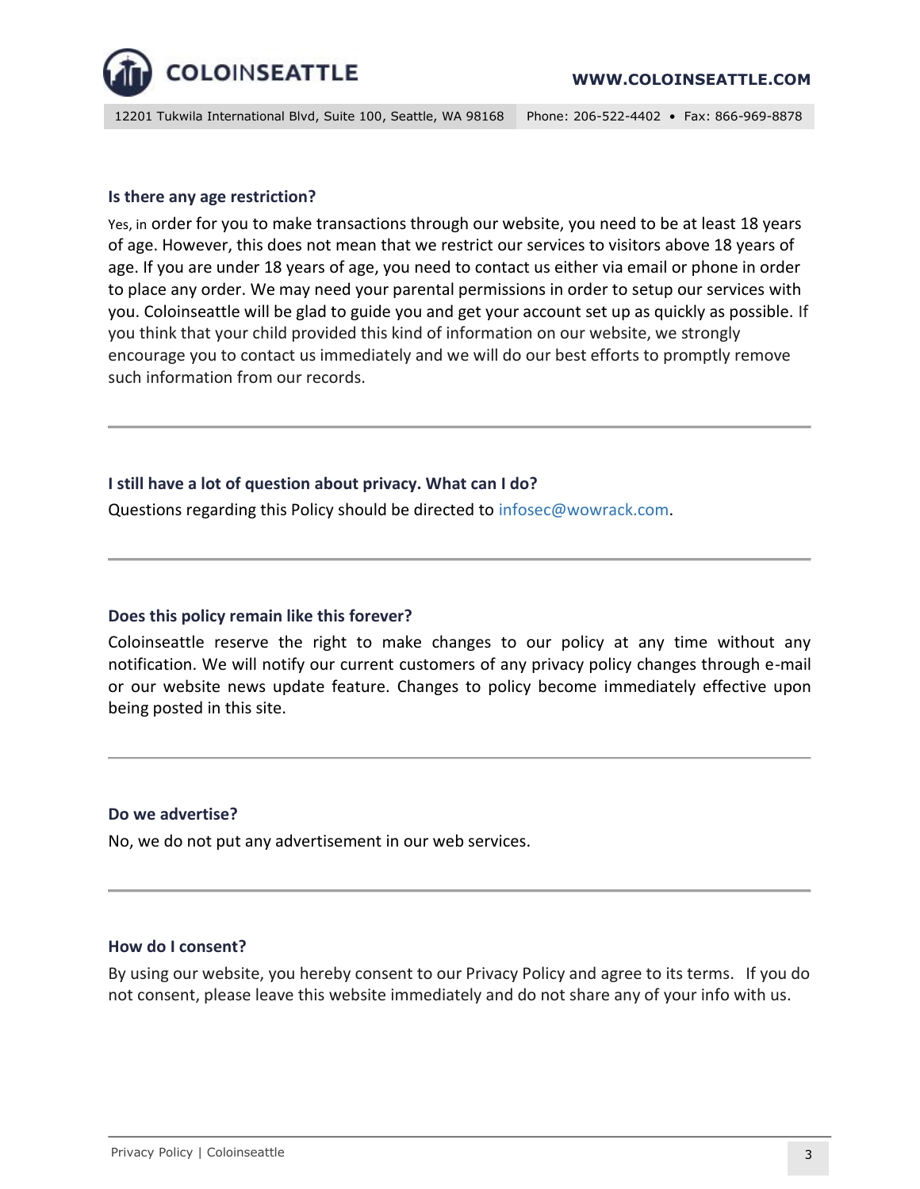### Is there any age restriction?

Yes, in order for you to make transactions through our website, you need to be at least 18 years of age. However, this does not mean that we restrict our services to visitors above 18 years of age. If you are under 18 years of age, you need to contact us either via email or phone in order to place any order. We may need your parental permissions in order to setup our services with you. Coloinseattle will be glad to guide you and get your account set up as quickly as possible. If you think that your child provided this kind of information on our website, we strongly encourage you to contact us immediately and we will do our best efforts to promptly remove such information from our records.

---

### I still have a lot of question about privacy. What can I do?

Questions regarding this Policy should be directed to infosec@wowrack.com.

---

### Does this policy remain like this forever?

Coloinseattle reserve the right to make changes to our policy at any time without any notification. We will notify our current customers of any privacy policy changes through e-mail or our website news update feature. Changes to policy become immediately effective upon being posted in this site.

---

### Do we advertise?

No, we do not put any advertisement in our web services.

---

### How do I consent?

By using our website, you hereby consent to our Privacy Policy and agree to its terms. If you do not consent, please leave this website immediately and do not share any of your info with us.